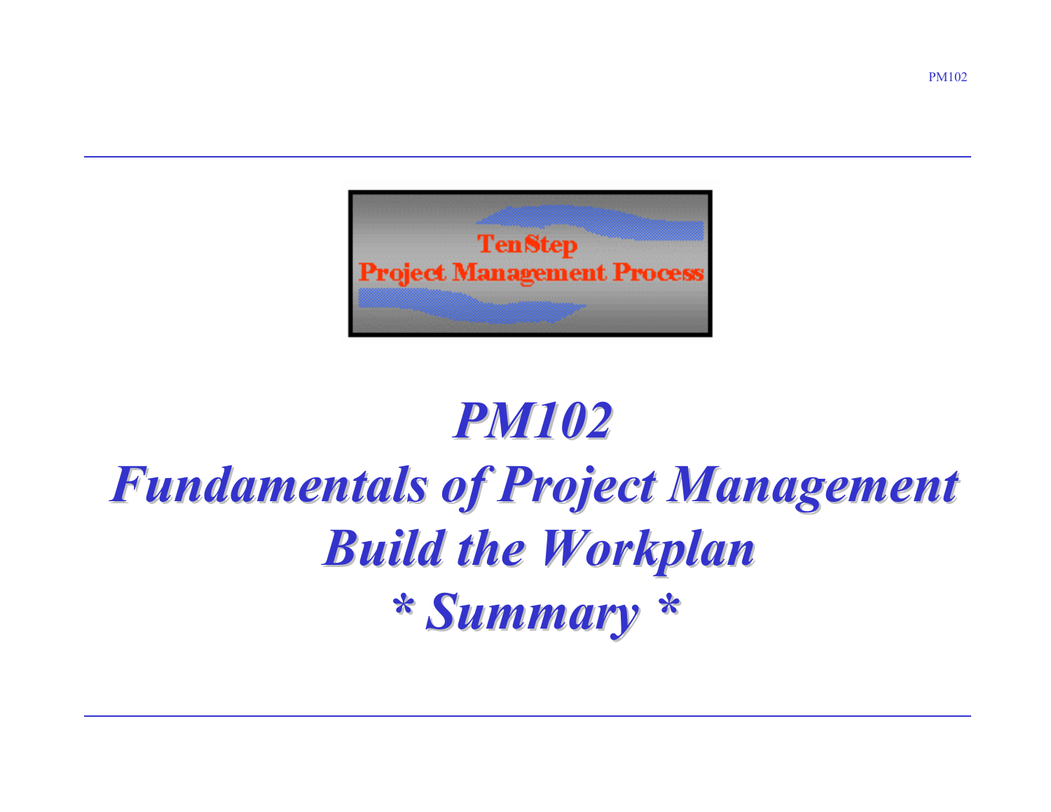TenStep
Project Management Process

# PM102
# Fundamentals of Project Management
# Build the Workplan
# * Summary *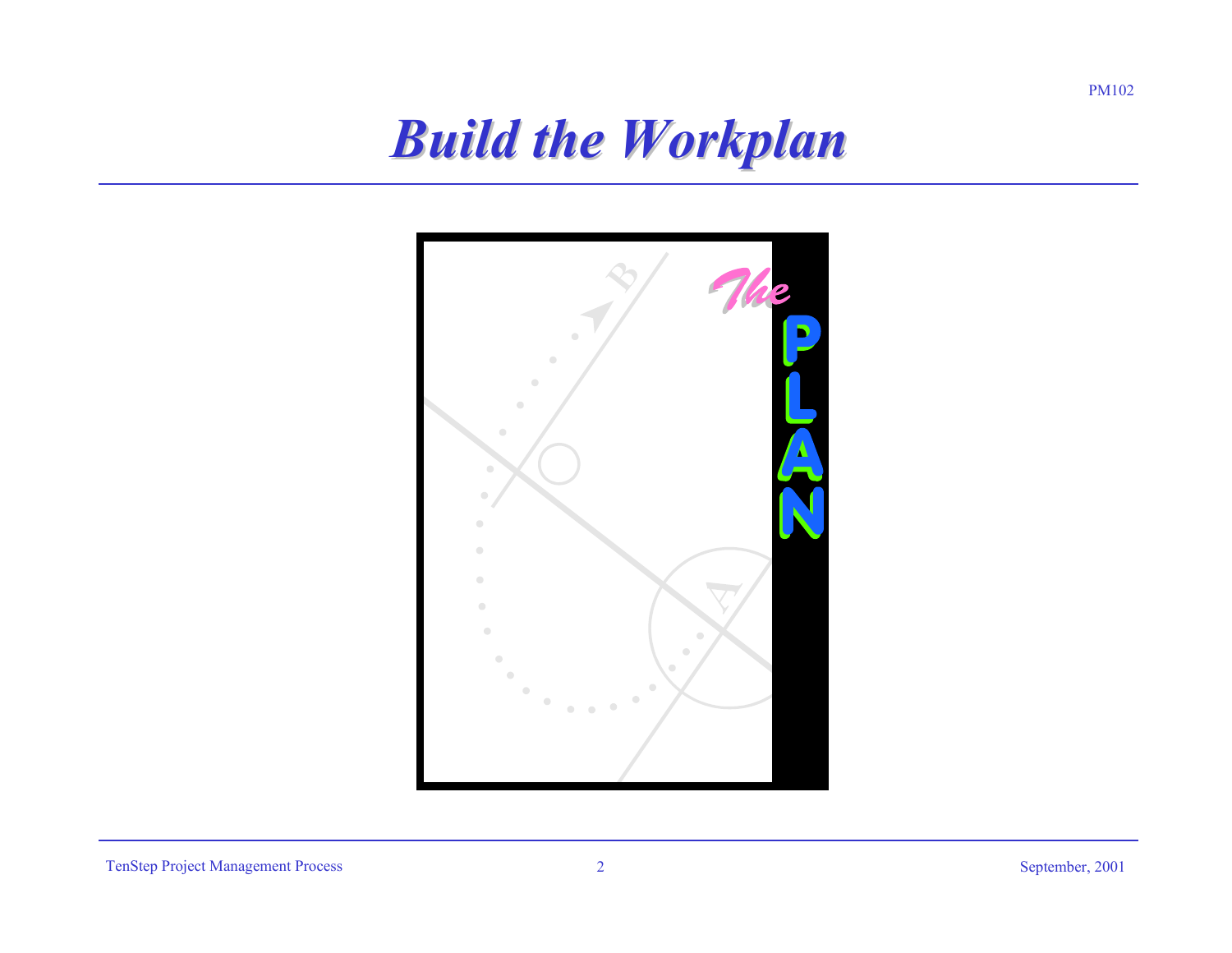# *Build the Workplan*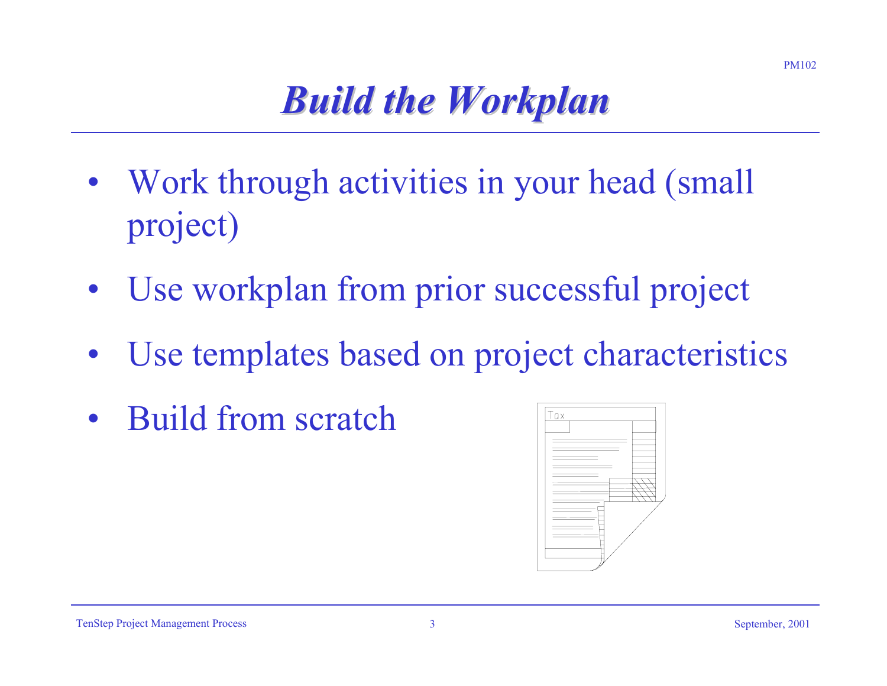# *Build the Workplan*

- Work through activities in your head (small project)
- Use workplan from prior successful project
- Use templates based on project characteristics
- Build from scratch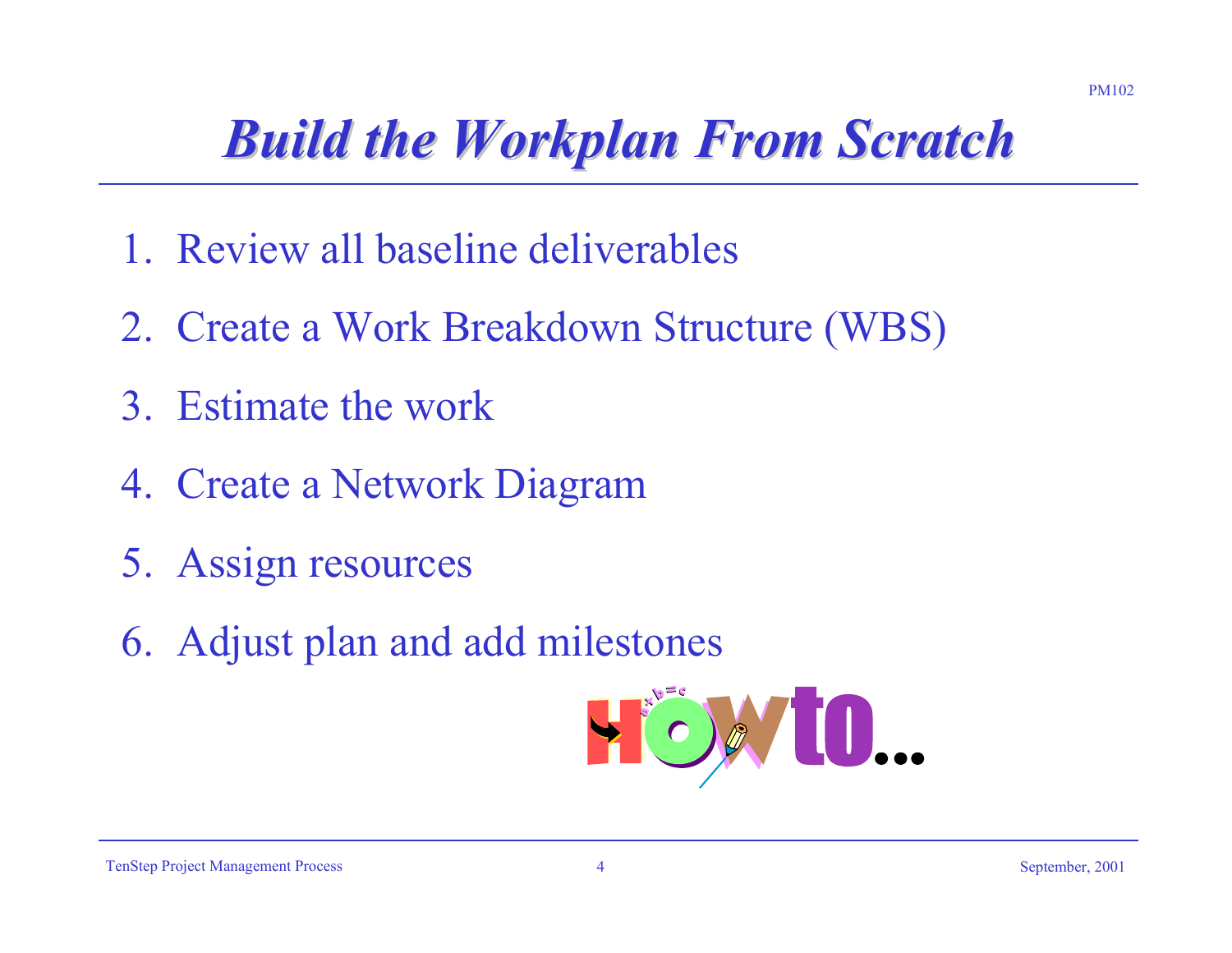# Build the Workplan From Scratch

1. Review all baseline deliverables
2. Create a Work Breakdown Structure (WBS)
3. Estimate the work
4. Create a Network Diagram
5. Assign resources
6. Adjust plan and add milestones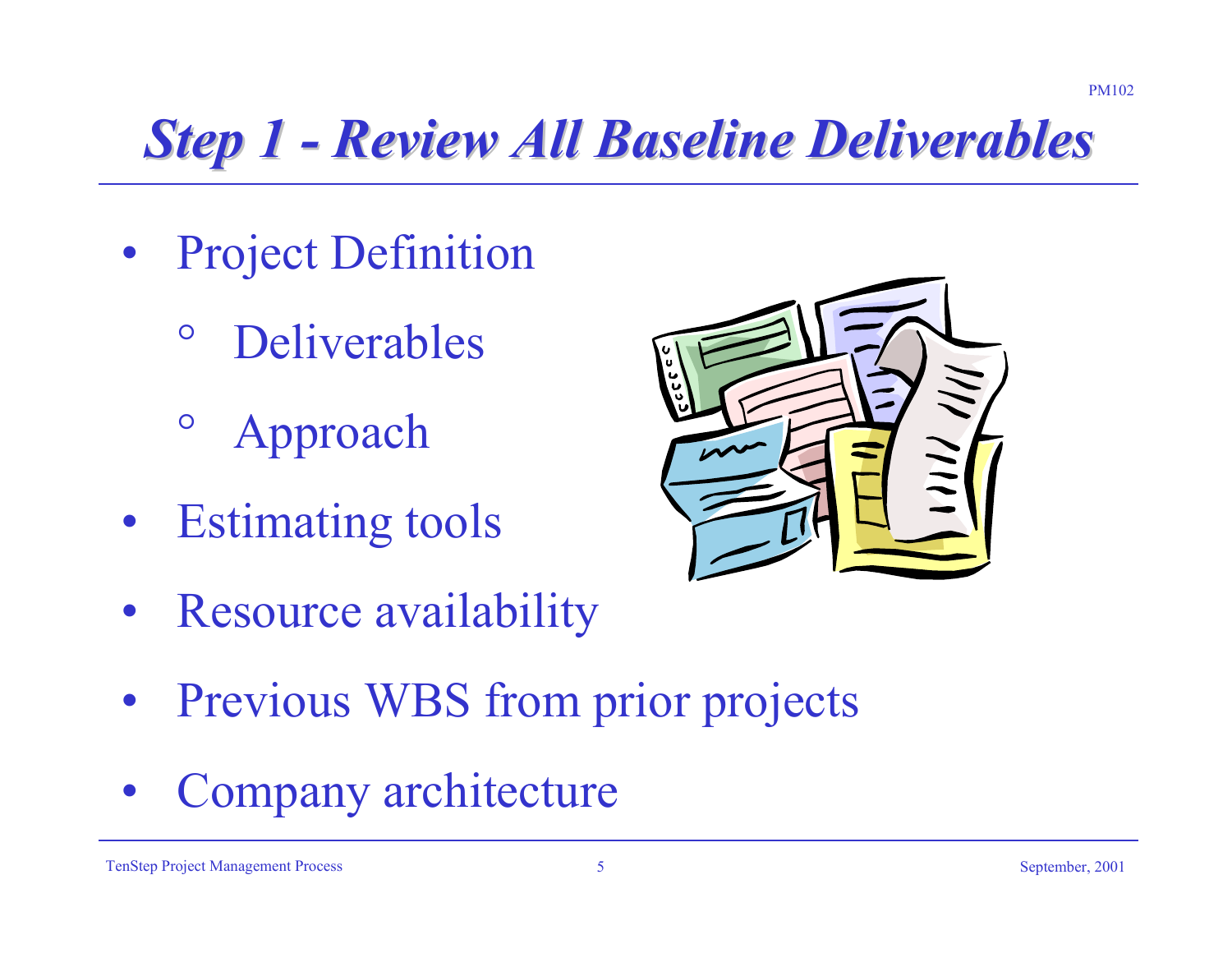# *Step 1 - Review All Baseline Deliverables*

- Project Definition
  - Deliverables
  - Approach
- Estimating tools
- Resource availability
- Previous WBS from prior projects
- Company architecture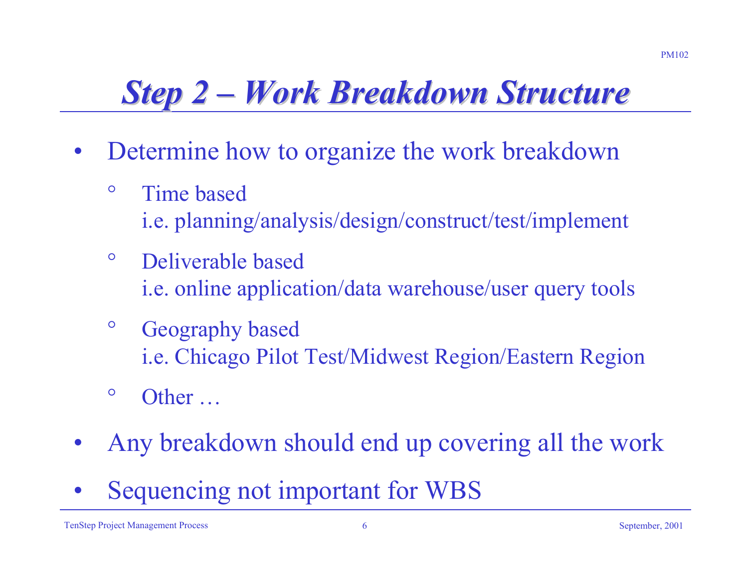# Step 2 – Work Breakdown Structure

- Determine how to organize the work breakdown
  - Time based
    i.e. planning/analysis/design/construct/test/implement
  - Deliverable based
    i.e. online application/data warehouse/user query tools
  - Geography based
    i.e. Chicago Pilot Test/Midwest Region/Eastern Region
  - Other …
- Any breakdown should end up covering all the work
- Sequencing not important for WBS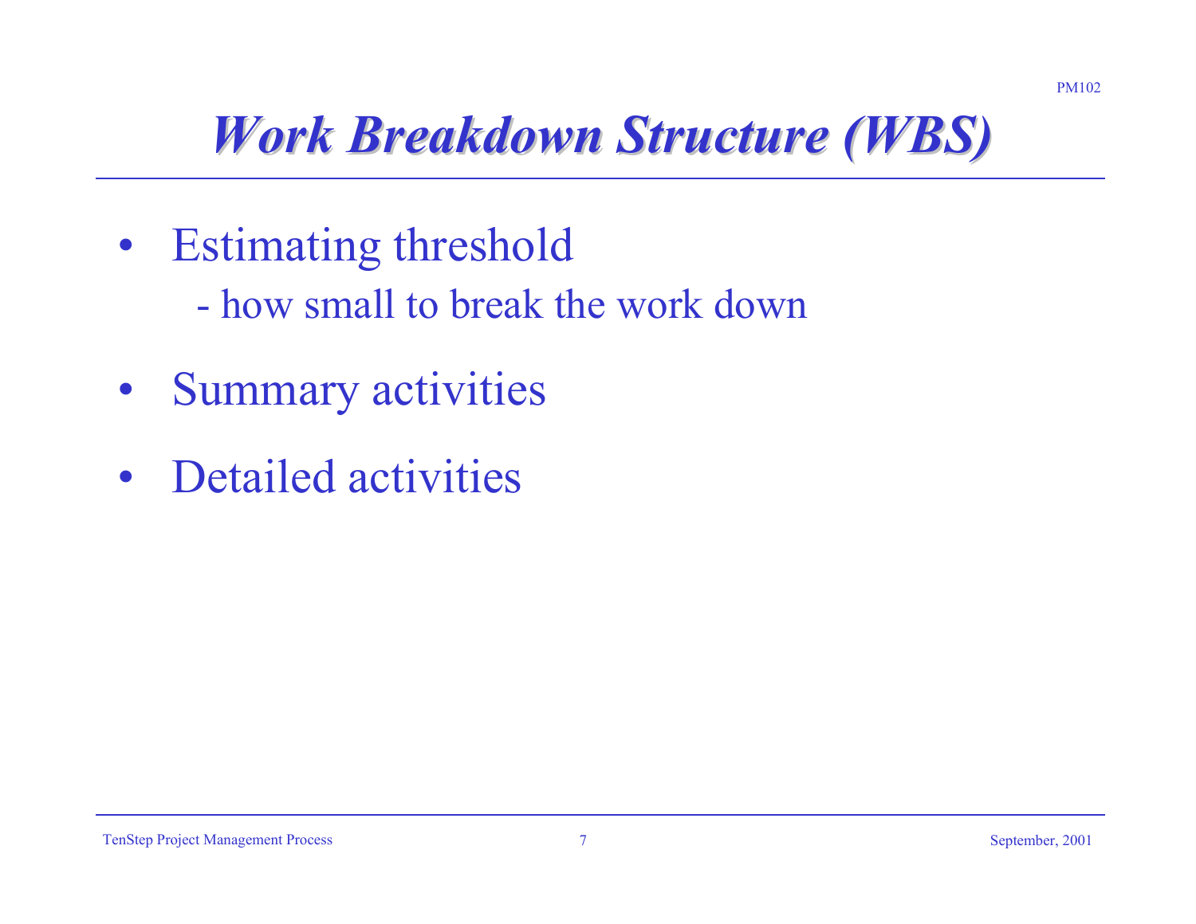# *Work Breakdown Structure (WBS)*

- Estimating threshold
  - how small to break the work down
- Summary activities
- Detailed activities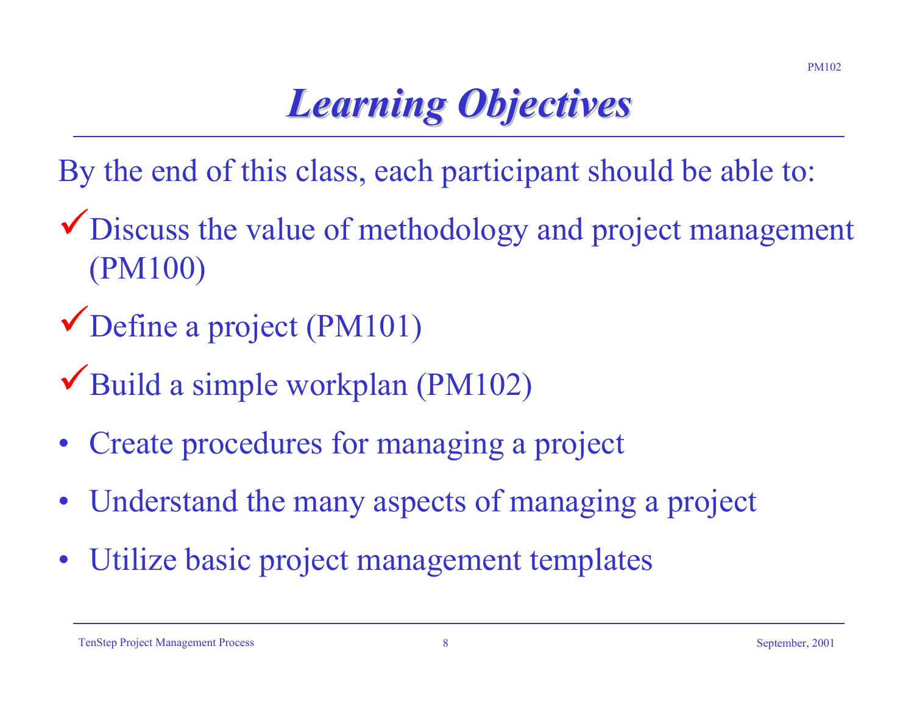# *Learning Objectives*

By the end of this class, each participant should be able to:

- ✓ Discuss the value of methodology and project management (PM100)
- ✓ Define a project (PM101)
- ✓ Build a simple workplan (PM102)
- Create procedures for managing a project
- Understand the many aspects of managing a project
- Utilize basic project management templates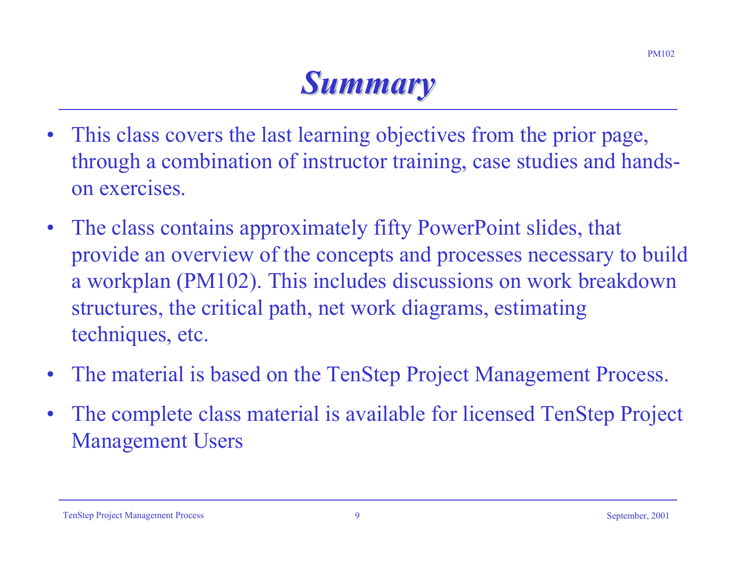# Summary

- This class covers the last learning objectives from the prior page, through a combination of instructor training, case studies and hands-on exercises.
- The class contains approximately fifty PowerPoint slides, that provide an overview of the concepts and processes necessary to build a workplan (PM102). This includes discussions on work breakdown structures, the critical path, net work diagrams, estimating techniques, etc.
- The material is based on the TenStep Project Management Process.
- The complete class material is available for licensed TenStep Project Management Users